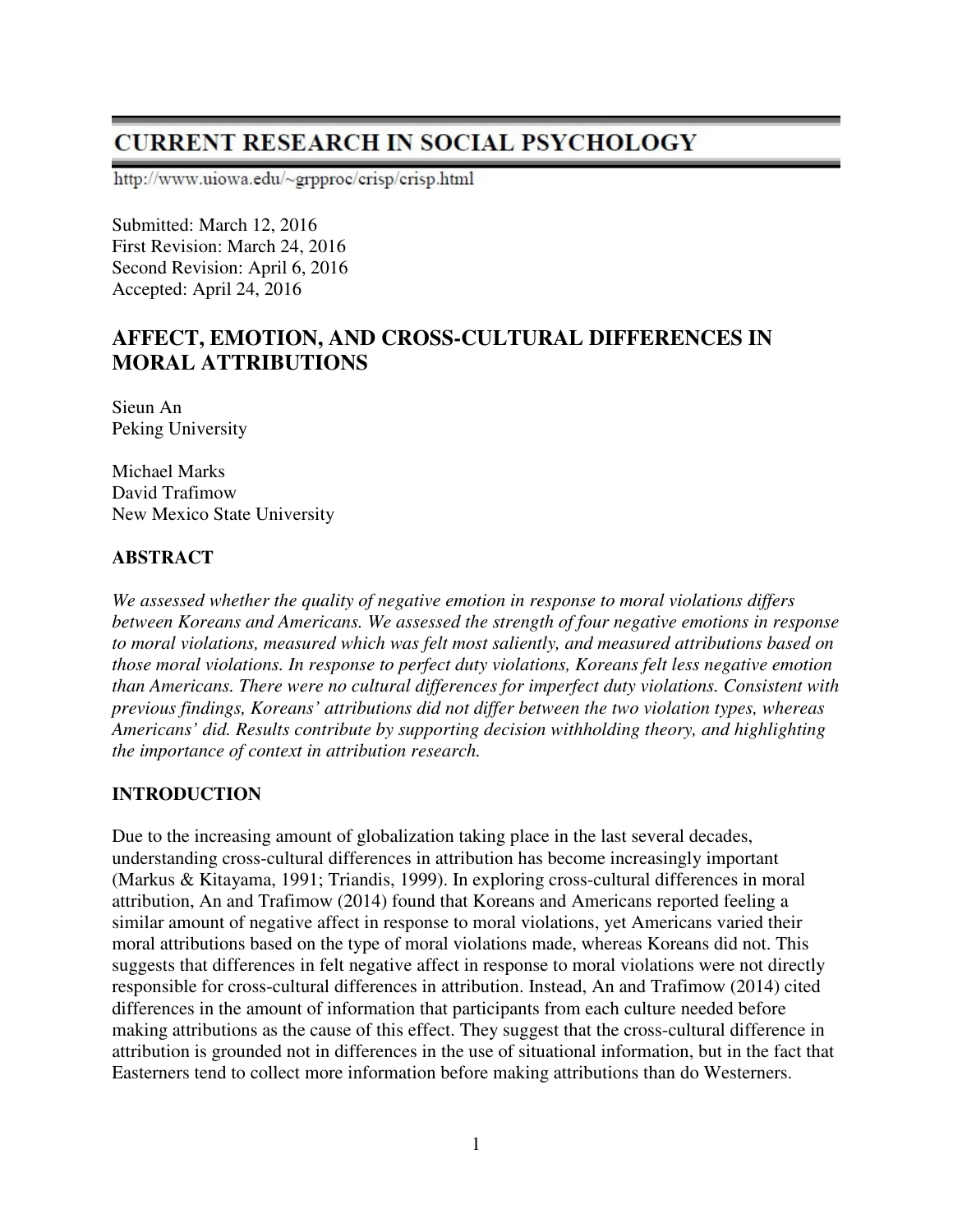# CURRENT RESEARCH IN SOCIAL PSYCHOLOGY

http://www.uiowa.edu/~grpproc/crisp/crisp.html

Submitted: March 12, 2016
First Revision: March 24, 2016
Second Revision: April 6, 2016
Accepted: April 24, 2016

## AFFECT, EMOTION, AND CROSS-CULTURAL DIFFERENCES IN MORAL ATTRIBUTIONS

Sieun An
Peking University

Michael Marks
David Trafimow
New Mexico State University

### ABSTRACT

*We assessed whether the quality of negative emotion in response to moral violations differs between Koreans and Americans. We assessed the strength of four negative emotions in response to moral violations, measured which was felt most saliently, and measured attributions based on those moral violations. In response to perfect duty violations, Koreans felt less negative emotion than Americans. There were no cultural differences for imperfect duty violations. Consistent with previous findings, Koreans' attributions did not differ between the two violation types, whereas Americans' did. Results contribute by supporting decision withholding theory, and highlighting the importance of context in attribution research.*

### INTRODUCTION

Due to the increasing amount of globalization taking place in the last several decades, understanding cross-cultural differences in attribution has become increasingly important (Markus & Kitayama, 1991; Triandis, 1999). In exploring cross-cultural differences in moral attribution, An and Trafimow (2014) found that Koreans and Americans reported feeling a similar amount of negative affect in response to moral violations, yet Americans varied their moral attributions based on the type of moral violations made, whereas Koreans did not. This suggests that differences in felt negative affect in response to moral violations were not directly responsible for cross-cultural differences in attribution. Instead, An and Trafimow (2014) cited differences in the amount of information that participants from each culture needed before making attributions as the cause of this effect. They suggest that the cross-cultural difference in attribution is grounded not in differences in the use of situational information, but in the fact that Easterners tend to collect more information before making attributions than do Westerners.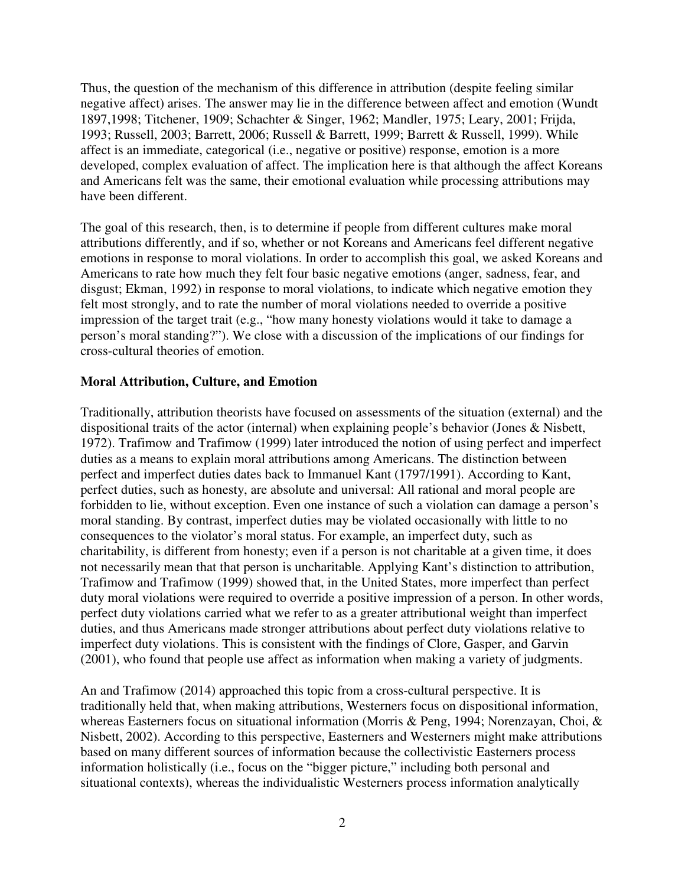Thus, the question of the mechanism of this difference in attribution (despite feeling similar negative affect) arises. The answer may lie in the difference between affect and emotion (Wundt 1897,1998; Titchener, 1909; Schachter & Singer, 1962; Mandler, 1975; Leary, 2001; Frijda, 1993; Russell, 2003; Barrett, 2006; Russell & Barrett, 1999; Barrett & Russell, 1999). While affect is an immediate, categorical (i.e., negative or positive) response, emotion is a more developed, complex evaluation of affect. The implication here is that although the affect Koreans and Americans felt was the same, their emotional evaluation while processing attributions may have been different.

The goal of this research, then, is to determine if people from different cultures make moral attributions differently, and if so, whether or not Koreans and Americans feel different negative emotions in response to moral violations. In order to accomplish this goal, we asked Koreans and Americans to rate how much they felt four basic negative emotions (anger, sadness, fear, and disgust; Ekman, 1992) in response to moral violations, to indicate which negative emotion they felt most strongly, and to rate the number of moral violations needed to override a positive impression of the target trait (e.g., "how many honesty violations would it take to damage a person's moral standing?"). We close with a discussion of the implications of our findings for cross-cultural theories of emotion.

**Moral Attribution, Culture, and Emotion**

Traditionally, attribution theorists have focused on assessments of the situation (external) and the dispositional traits of the actor (internal) when explaining people's behavior (Jones & Nisbett, 1972). Trafimow and Trafimow (1999) later introduced the notion of using perfect and imperfect duties as a means to explain moral attributions among Americans. The distinction between perfect and imperfect duties dates back to Immanuel Kant (1797/1991). According to Kant, perfect duties, such as honesty, are absolute and universal: All rational and moral people are forbidden to lie, without exception. Even one instance of such a violation can damage a person's moral standing. By contrast, imperfect duties may be violated occasionally with little to no consequences to the violator's moral status. For example, an imperfect duty, such as charitability, is different from honesty; even if a person is not charitable at a given time, it does not necessarily mean that that person is uncharitable. Applying Kant's distinction to attribution, Trafimow and Trafimow (1999) showed that, in the United States, more imperfect than perfect duty moral violations were required to override a positive impression of a person. In other words, perfect duty violations carried what we refer to as a greater attributional weight than imperfect duties, and thus Americans made stronger attributions about perfect duty violations relative to imperfect duty violations. This is consistent with the findings of Clore, Gasper, and Garvin (2001), who found that people use affect as information when making a variety of judgments.

An and Trafimow (2014) approached this topic from a cross-cultural perspective. It is traditionally held that, when making attributions, Westerners focus on dispositional information, whereas Easterners focus on situational information (Morris & Peng, 1994; Norenzayan, Choi, & Nisbett, 2002). According to this perspective, Easterners and Westerners might make attributions based on many different sources of information because the collectivistic Easterners process information holistically (i.e., focus on the "bigger picture," including both personal and situational contexts), whereas the individualistic Westerners process information analytically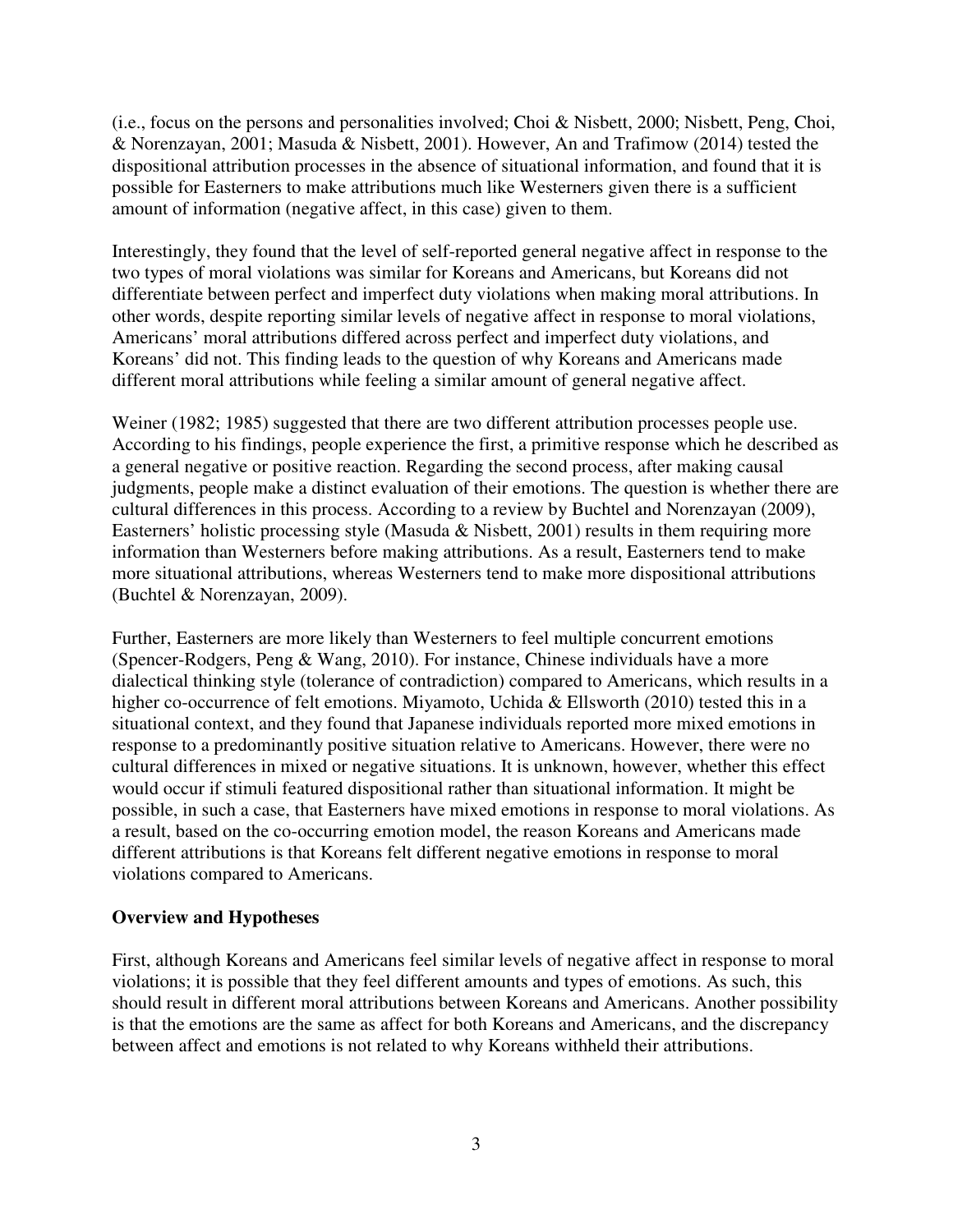(i.e., focus on the persons and personalities involved; Choi & Nisbett, 2000; Nisbett, Peng, Choi, & Norenzayan, 2001; Masuda & Nisbett, 2001). However, An and Trafimow (2014) tested the dispositional attribution processes in the absence of situational information, and found that it is possible for Easterners to make attributions much like Westerners given there is a sufficient amount of information (negative affect, in this case) given to them.

Interestingly, they found that the level of self-reported general negative affect in response to the two types of moral violations was similar for Koreans and Americans, but Koreans did not differentiate between perfect and imperfect duty violations when making moral attributions. In other words, despite reporting similar levels of negative affect in response to moral violations, Americans' moral attributions differed across perfect and imperfect duty violations, and Koreans' did not. This finding leads to the question of why Koreans and Americans made different moral attributions while feeling a similar amount of general negative affect.

Weiner (1982; 1985) suggested that there are two different attribution processes people use. According to his findings, people experience the first, a primitive response which he described as a general negative or positive reaction. Regarding the second process, after making causal judgments, people make a distinct evaluation of their emotions. The question is whether there are cultural differences in this process. According to a review by Buchtel and Norenzayan (2009), Easterners' holistic processing style (Masuda & Nisbett, 2001) results in them requiring more information than Westerners before making attributions. As a result, Easterners tend to make more situational attributions, whereas Westerners tend to make more dispositional attributions (Buchtel & Norenzayan, 2009).

Further, Easterners are more likely than Westerners to feel multiple concurrent emotions (Spencer-Rodgers, Peng & Wang, 2010). For instance, Chinese individuals have a more dialectical thinking style (tolerance of contradiction) compared to Americans, which results in a higher co-occurrence of felt emotions. Miyamoto, Uchida & Ellsworth (2010) tested this in a situational context, and they found that Japanese individuals reported more mixed emotions in response to a predominantly positive situation relative to Americans. However, there were no cultural differences in mixed or negative situations. It is unknown, however, whether this effect would occur if stimuli featured dispositional rather than situational information. It might be possible, in such a case, that Easterners have mixed emotions in response to moral violations. As a result, based on the co-occurring emotion model, the reason Koreans and Americans made different attributions is that Koreans felt different negative emotions in response to moral violations compared to Americans.

**Overview and Hypotheses**

First, although Koreans and Americans feel similar levels of negative affect in response to moral violations; it is possible that they feel different amounts and types of emotions. As such, this should result in different moral attributions between Koreans and Americans. Another possibility is that the emotions are the same as affect for both Koreans and Americans, and the discrepancy between affect and emotions is not related to why Koreans withheld their attributions.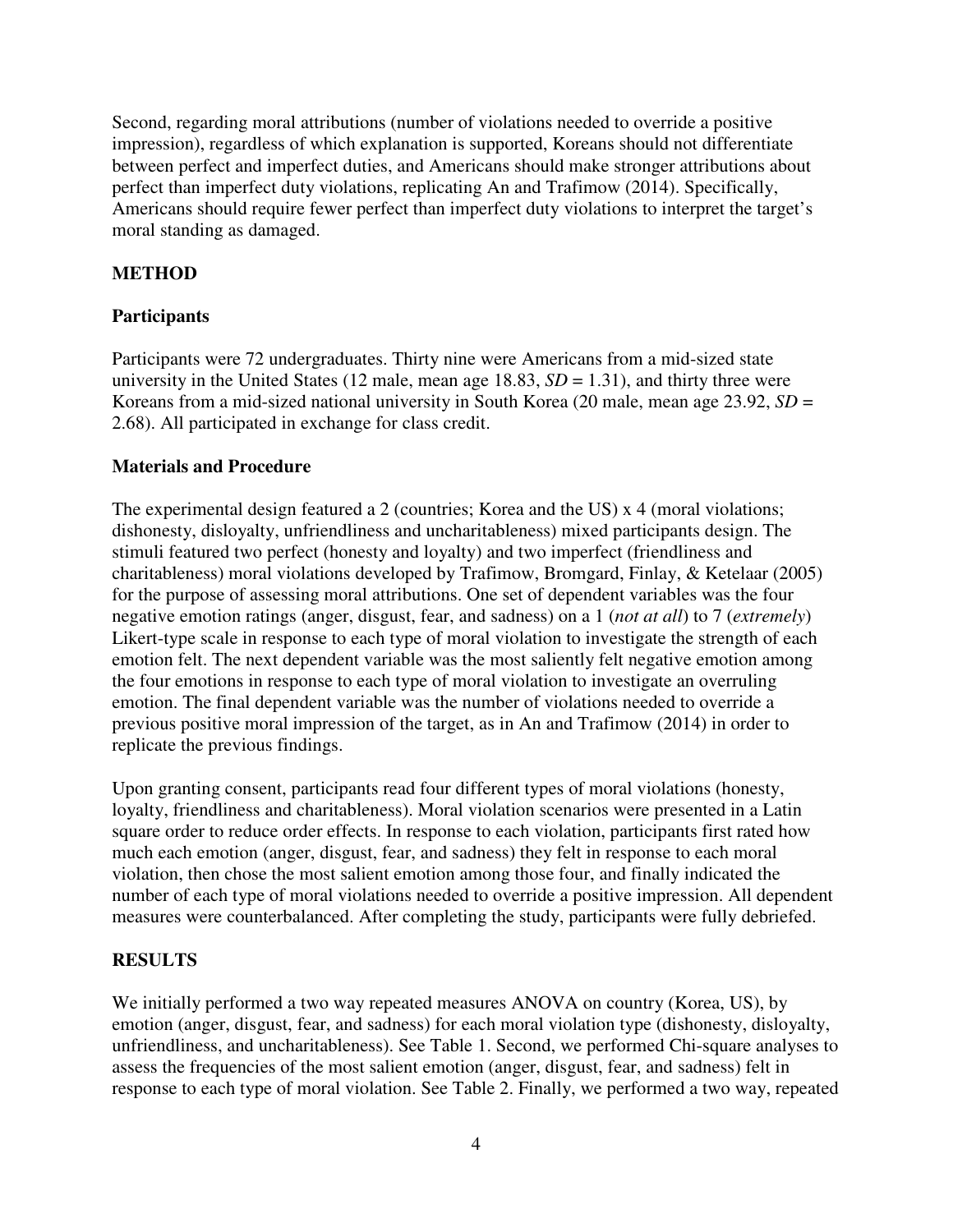Second, regarding moral attributions (number of violations needed to override a positive impression), regardless of which explanation is supported, Koreans should not differentiate between perfect and imperfect duties, and Americans should make stronger attributions about perfect than imperfect duty violations, replicating An and Trafimow (2014). Specifically, Americans should require fewer perfect than imperfect duty violations to interpret the target's moral standing as damaged.

## METHOD

### Participants

Participants were 72 undergraduates. Thirty nine were Americans from a mid-sized state university in the United States (12 male, mean age 18.83, *SD* = 1.31), and thirty three were Koreans from a mid-sized national university in South Korea (20 male, mean age 23.92, *SD* = 2.68). All participated in exchange for class credit.

### Materials and Procedure

The experimental design featured a 2 (countries; Korea and the US) x 4 (moral violations; dishonesty, disloyalty, unfriendliness and uncharitableness) mixed participants design. The stimuli featured two perfect (honesty and loyalty) and two imperfect (friendliness and charitableness) moral violations developed by Trafimow, Bromgard, Finlay, & Ketelaar (2005) for the purpose of assessing moral attributions. One set of dependent variables was the four negative emotion ratings (anger, disgust, fear, and sadness) on a 1 (*not at all*) to 7 (*extremely*) Likert-type scale in response to each type of moral violation to investigate the strength of each emotion felt. The next dependent variable was the most saliently felt negative emotion among the four emotions in response to each type of moral violation to investigate an overruling emotion. The final dependent variable was the number of violations needed to override a previous positive moral impression of the target, as in An and Trafimow (2014) in order to replicate the previous findings.

Upon granting consent, participants read four different types of moral violations (honesty, loyalty, friendliness and charitableness). Moral violation scenarios were presented in a Latin square order to reduce order effects. In response to each violation, participants first rated how much each emotion (anger, disgust, fear, and sadness) they felt in response to each moral violation, then chose the most salient emotion among those four, and finally indicated the number of each type of moral violations needed to override a positive impression. All dependent measures were counterbalanced. After completing the study, participants were fully debriefed.

## RESULTS

We initially performed a two way repeated measures ANOVA on country (Korea, US), by emotion (anger, disgust, fear, and sadness) for each moral violation type (dishonesty, disloyalty, unfriendliness, and uncharitableness). See Table 1. Second, we performed Chi-square analyses to assess the frequencies of the most salient emotion (anger, disgust, fear, and sadness) felt in response to each type of moral violation. See Table 2. Finally, we performed a two way, repeated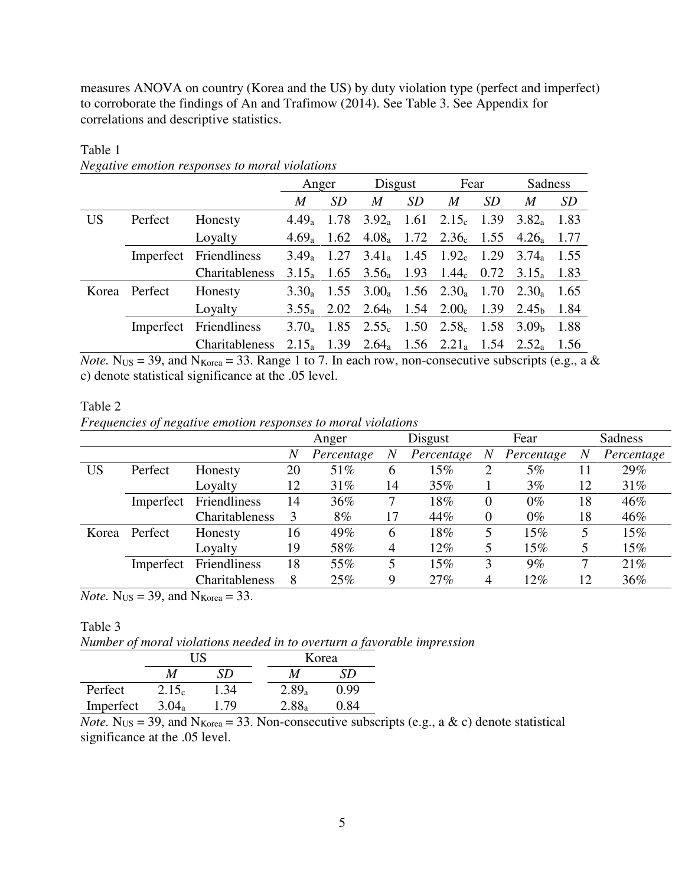measures ANOVA on country (Korea and the US) by duty violation type (perfect and imperfect) to corroborate the findings of An and Trafimow (2014). See Table 3. See Appendix for correlations and descriptive statistics.

Table 1

*Negative emotion responses to moral violations*

| | | | Anger | | Disgust | | Fear | | Sadness | |
|---|---|---|---|---|---|---|---|---|---|---|
| | | | *M* | *SD* | *M* | *SD* | *M* | *SD* | *M* | *SD* |
| US | Perfect | Honesty | $4.49_a$ | 1.78 | $3.92_a$ | 1.61 | $2.15_c$ | 1.39 | $3.82_a$ | 1.83 |
| | | Loyalty | $4.69_a$ | 1.62 | $4.08_a$ | 1.72 | $2.36_c$ | 1.55 | $4.26_a$ | 1.77 |
| | Imperfect | Friendliness | $3.49_a$ | 1.27 | $3.41_a$ | 1.45 | $1.92_c$ | 1.29 | $3.74_a$ | 1.55 |
| | | Charitableness | $3.15_a$ | 1.65 | $3.56_a$ | 1.93 | $1.44_c$ | 0.72 | $3.15_a$ | 1.83 |
| Korea | Perfect | Honesty | $3.30_a$ | 1.55 | $3.00_a$ | 1.56 | $2.30_a$ | 1.70 | $2.30_a$ | 1.65 |
| | | Loyalty | $3.55_a$ | 2.02 | $2.64_b$ | 1.54 | $2.00_c$ | 1.39 | $2.45_b$ | 1.84 |
| | Imperfect | Friendliness | $3.70_a$ | 1.85 | $2.55_c$ | 1.50 | $2.58_c$ | 1.58 | $3.09_b$ | 1.88 |
| | | Charitableness | $2.15_a$ | 1.39 | $2.64_a$ | 1.56 | $2.21_a$ | 1.54 | $2.52_a$ | 1.56 |

*Note.* $N_{US}$ = 39, and $N_{Korea}$ = 33. Range 1 to 7. In each row, non-consecutive subscripts (e.g., a & c) denote statistical significance at the .05 level.

Table 2

*Frequencies of negative emotion responses to moral violations*

| | | | Anger | | Disgust | | Fear | | Sadness | |
|---|---|---|---|---|---|---|---|---|---|---|
| | | | *N* | *Percentage* | *N* | *Percentage* | *N* | *Percentage* | *N* | *Percentage* |
| US | Perfect | Honesty | 20 | 51% | 6 | 15% | 2 | 5% | 11 | 29% |
| | | Loyalty | 12 | 31% | 14 | 35% | 1 | 3% | 12 | 31% |
| | Imperfect | Friendliness | 14 | 36% | 7 | 18% | 0 | 0% | 18 | 46% |
| | | Charitableness | 3 | 8% | 17 | 44% | 0 | 0% | 18 | 46% |
| Korea | Perfect | Honesty | 16 | 49% | 6 | 18% | 5 | 15% | 5 | 15% |
| | | Loyalty | 19 | 58% | 4 | 12% | 5 | 15% | 5 | 15% |
| | Imperfect | Friendliness | 18 | 55% | 5 | 15% | 3 | 9% | 7 | 21% |
| | | Charitableness | 8 | 25% | 9 | 27% | 4 | 12% | 12 | 36% |

*Note.* $N_{US}$ = 39, and $N_{Korea}$ = 33.

Table 3

*Number of moral violations needed in to overturn a favorable impression*

| | US | | Korea | |
|---|---|---|---|---|
| | *M* | *SD* | *M* | *SD* |
| Perfect | $2.15_c$ | 1.34 | $2.89_a$ | 0.99 |
| Imperfect | $3.04_a$ | 1.79 | $2.88_a$ | 0.84 |

*Note.* $N_{US}$ = 39, and $N_{Korea}$ = 33. Non-consecutive subscripts (e.g., a & c) denote statistical significance at the .05 level.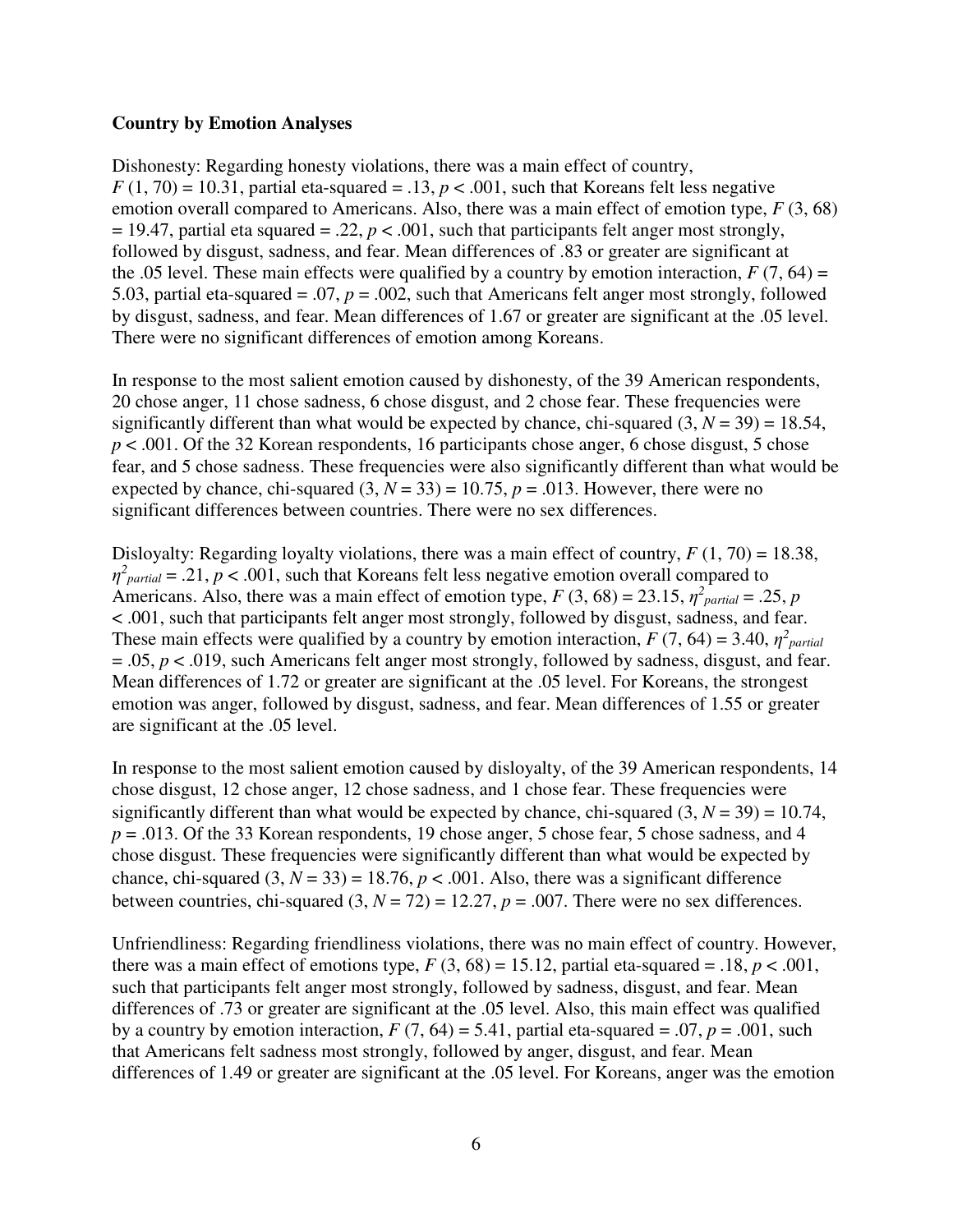**Country by Emotion Analyses**

Dishonesty: Regarding honesty violations, there was a main effect of country, $F$ (1, 70) = 10.31, partial eta-squared = .13, $p < .001$, such that Koreans felt less negative emotion overall compared to Americans. Also, there was a main effect of emotion type, $F$ (3, 68) = 19.47, partial eta squared = .22, $p < .001$, such that participants felt anger most strongly, followed by disgust, sadness, and fear. Mean differences of .83 or greater are significant at the .05 level. These main effects were qualified by a country by emotion interaction, $F$ (7, 64) = 5.03, partial eta-squared = .07, $p = .002$, such that Americans felt anger most strongly, followed by disgust, sadness, and fear. Mean differences of 1.67 or greater are significant at the .05 level. There were no significant differences of emotion among Koreans.

In response to the most salient emotion caused by dishonesty, of the 39 American respondents, 20 chose anger, 11 chose sadness, 6 chose disgust, and 2 chose fear. These frequencies were significantly different than what would be expected by chance, chi-squared (3, $N$ = 39) = 18.54, $p < .001$. Of the 32 Korean respondents, 16 participants chose anger, 6 chose disgust, 5 chose fear, and 5 chose sadness. These frequencies were also significantly different than what would be expected by chance, chi-squared (3, $N$ = 33) = 10.75, $p = .013$. However, there were no significant differences between countries. There were no sex differences.

Disloyalty: Regarding loyalty violations, there was a main effect of country, $F$ (1, 70) = 18.38, $\eta^2_{partial} = .21$, $p < .001$, such that Koreans felt less negative emotion overall compared to Americans. Also, there was a main effect of emotion type, $F$ (3, 68) = 23.15, $\eta^2_{partial} = .25$, $p < .001$, such that participants felt anger most strongly, followed by disgust, sadness, and fear. These main effects were qualified by a country by emotion interaction, $F$ (7, 64) = 3.40, $\eta^2_{partial} = .05$, $p < .019$, such Americans felt anger most strongly, followed by sadness, disgust, and fear. Mean differences of 1.72 or greater are significant at the .05 level. For Koreans, the strongest emotion was anger, followed by disgust, sadness, and fear. Mean differences of 1.55 or greater are significant at the .05 level.

In response to the most salient emotion caused by disloyalty, of the 39 American respondents, 14 chose disgust, 12 chose anger, 12 chose sadness, and 1 chose fear. These frequencies were significantly different than what would be expected by chance, chi-squared (3, $N$ = 39) = 10.74, $p = .013$. Of the 33 Korean respondents, 19 chose anger, 5 chose fear, 5 chose sadness, and 4 chose disgust. These frequencies were significantly different than what would be expected by chance, chi-squared (3, $N$ = 33) = 18.76, $p < .001$. Also, there was a significant difference between countries, chi-squared (3, $N$ = 72) = 12.27, $p = .007$. There were no sex differences.

Unfriendliness: Regarding friendliness violations, there was no main effect of country. However, there was a main effect of emotions type, $F$ (3, 68) = 15.12, partial eta-squared = .18, $p < .001$, such that participants felt anger most strongly, followed by sadness, disgust, and fear. Mean differences of .73 or greater are significant at the .05 level. Also, this main effect was qualified by a country by emotion interaction, $F$ (7, 64) = 5.41, partial eta-squared = .07, $p = .001$, such that Americans felt sadness most strongly, followed by anger, disgust, and fear. Mean differences of 1.49 or greater are significant at the .05 level. For Koreans, anger was the emotion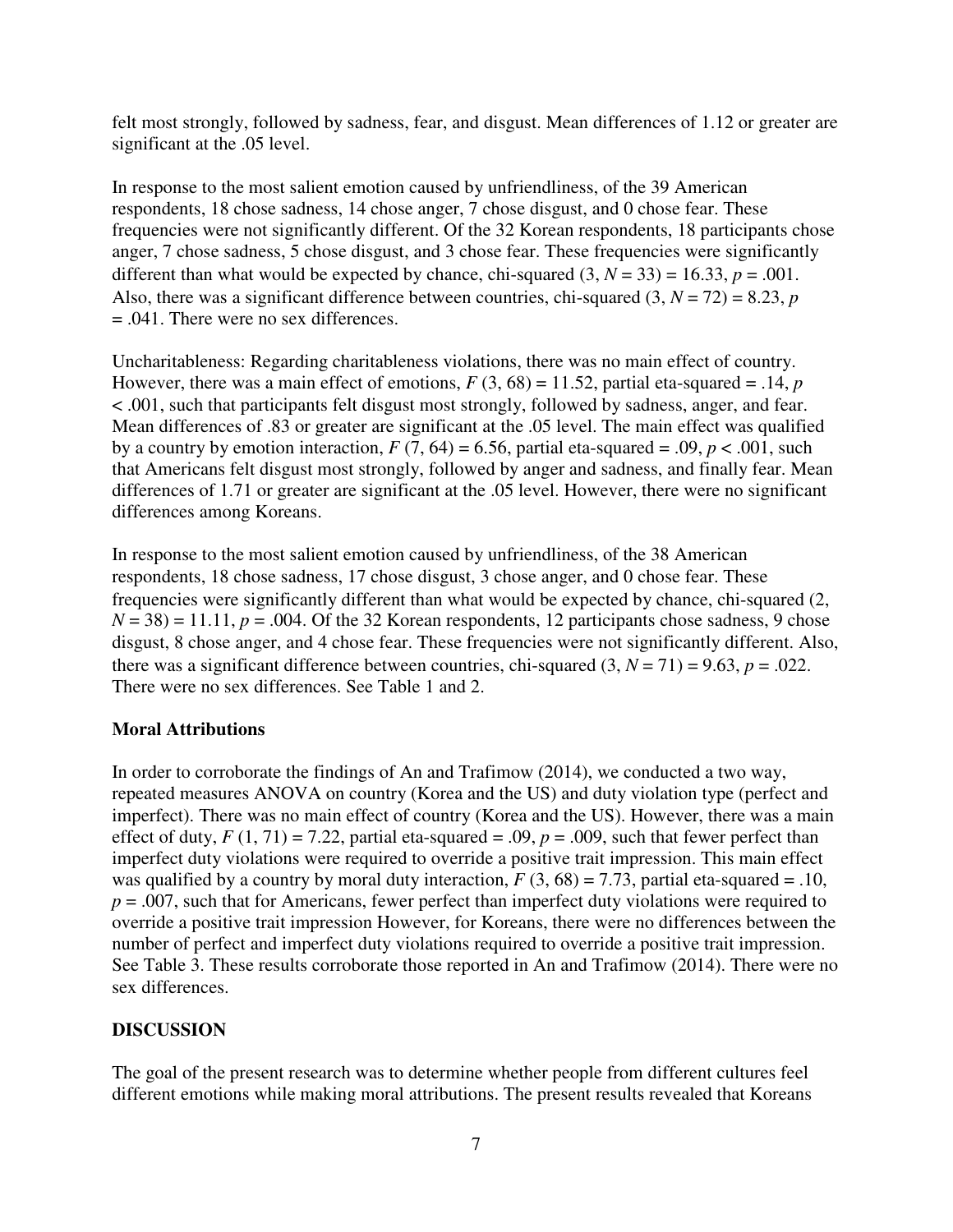felt most strongly, followed by sadness, fear, and disgust. Mean differences of 1.12 or greater are significant at the .05 level.

In response to the most salient emotion caused by unfriendliness, of the 39 American respondents, 18 chose sadness, 14 chose anger, 7 chose disgust, and 0 chose fear. These frequencies were not significantly different. Of the 32 Korean respondents, 18 participants chose anger, 7 chose sadness, 5 chose disgust, and 3 chose fear. These frequencies were significantly different than what would be expected by chance, chi-squared (3, $N$ = 33) = 16.33, $p$ = .001. Also, there was a significant difference between countries, chi-squared (3, $N$ = 72) = 8.23, $p$ = .041. There were no sex differences.

Uncharitableness: Regarding charitableness violations, there was no main effect of country. However, there was a main effect of emotions, $F$ (3, 68) = 11.52, partial eta-squared = .14, $p$ < .001, such that participants felt disgust most strongly, followed by sadness, anger, and fear. Mean differences of .83 or greater are significant at the .05 level. The main effect was qualified by a country by emotion interaction, $F$ (7, 64) = 6.56, partial eta-squared = .09, $p$ < .001, such that Americans felt disgust most strongly, followed by anger and sadness, and finally fear. Mean differences of 1.71 or greater are significant at the .05 level. However, there were no significant differences among Koreans.

In response to the most salient emotion caused by unfriendliness, of the 38 American respondents, 18 chose sadness, 17 chose disgust, 3 chose anger, and 0 chose fear. These frequencies were significantly different than what would be expected by chance, chi-squared (2, $N$ = 38) = 11.11, $p$ = .004. Of the 32 Korean respondents, 12 participants chose sadness, 9 chose disgust, 8 chose anger, and 4 chose fear. These frequencies were not significantly different. Also, there was a significant difference between countries, chi-squared (3, $N$ = 71) = 9.63, $p$ = .022. There were no sex differences. See Table 1 and 2.

### Moral Attributions

In order to corroborate the findings of An and Trafimow (2014), we conducted a two way, repeated measures ANOVA on country (Korea and the US) and duty violation type (perfect and imperfect). There was no main effect of country (Korea and the US). However, there was a main effect of duty, $F$ (1, 71) = 7.22, partial eta-squared = .09, $p$ = .009, such that fewer perfect than imperfect duty violations were required to override a positive trait impression. This main effect was qualified by a country by moral duty interaction, $F$ (3, 68) = 7.73, partial eta-squared = .10, $p$ = .007, such that for Americans, fewer perfect than imperfect duty violations were required to override a positive trait impression However, for Koreans, there were no differences between the number of perfect and imperfect duty violations required to override a positive trait impression. See Table 3. These results corroborate those reported in An and Trafimow (2014). There were no sex differences.

## DISCUSSION

The goal of the present research was to determine whether people from different cultures feel different emotions while making moral attributions. The present results revealed that Koreans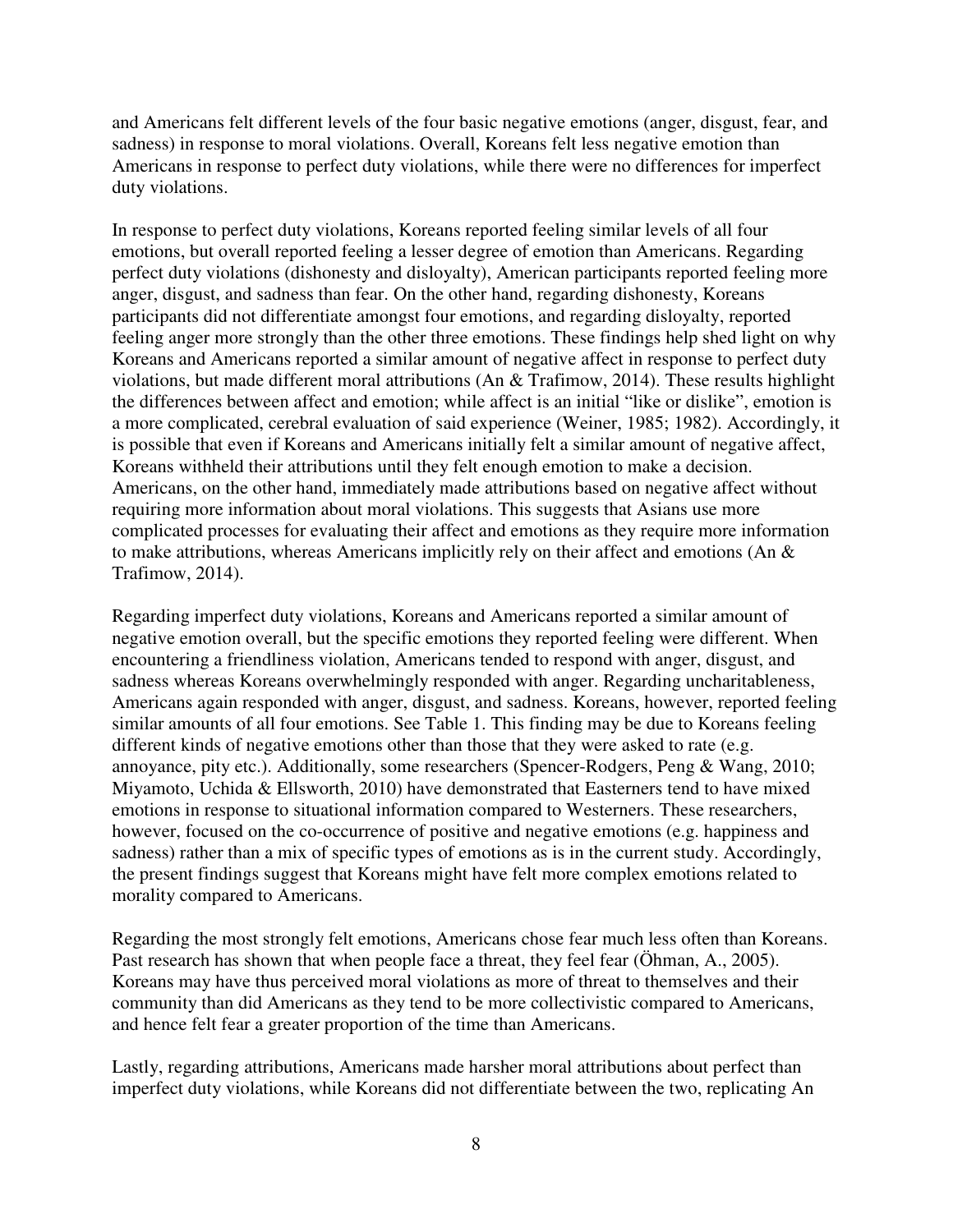and Americans felt different levels of the four basic negative emotions (anger, disgust, fear, and sadness) in response to moral violations. Overall, Koreans felt less negative emotion than Americans in response to perfect duty violations, while there were no differences for imperfect duty violations.

In response to perfect duty violations, Koreans reported feeling similar levels of all four emotions, but overall reported feeling a lesser degree of emotion than Americans. Regarding perfect duty violations (dishonesty and disloyalty), American participants reported feeling more anger, disgust, and sadness than fear. On the other hand, regarding dishonesty, Koreans participants did not differentiate amongst four emotions, and regarding disloyalty, reported feeling anger more strongly than the other three emotions. These findings help shed light on why Koreans and Americans reported a similar amount of negative affect in response to perfect duty violations, but made different moral attributions (An & Trafimow, 2014). These results highlight the differences between affect and emotion; while affect is an initial "like or dislike", emotion is a more complicated, cerebral evaluation of said experience (Weiner, 1985; 1982). Accordingly, it is possible that even if Koreans and Americans initially felt a similar amount of negative affect, Koreans withheld their attributions until they felt enough emotion to make a decision. Americans, on the other hand, immediately made attributions based on negative affect without requiring more information about moral violations. This suggests that Asians use more complicated processes for evaluating their affect and emotions as they require more information to make attributions, whereas Americans implicitly rely on their affect and emotions (An & Trafimow, 2014).

Regarding imperfect duty violations, Koreans and Americans reported a similar amount of negative emotion overall, but the specific emotions they reported feeling were different. When encountering a friendliness violation, Americans tended to respond with anger, disgust, and sadness whereas Koreans overwhelmingly responded with anger. Regarding uncharitableness, Americans again responded with anger, disgust, and sadness. Koreans, however, reported feeling similar amounts of all four emotions. See Table 1. This finding may be due to Koreans feeling different kinds of negative emotions other than those that they were asked to rate (e.g. annoyance, pity etc.). Additionally, some researchers (Spencer-Rodgers, Peng & Wang, 2010; Miyamoto, Uchida & Ellsworth, 2010) have demonstrated that Easterners tend to have mixed emotions in response to situational information compared to Westerners. These researchers, however, focused on the co-occurrence of positive and negative emotions (e.g. happiness and sadness) rather than a mix of specific types of emotions as is in the current study. Accordingly, the present findings suggest that Koreans might have felt more complex emotions related to morality compared to Americans.

Regarding the most strongly felt emotions, Americans chose fear much less often than Koreans. Past research has shown that when people face a threat, they feel fear (Öhman, A., 2005). Koreans may have thus perceived moral violations as more of threat to themselves and their community than did Americans as they tend to be more collectivistic compared to Americans, and hence felt fear a greater proportion of the time than Americans.

Lastly, regarding attributions, Americans made harsher moral attributions about perfect than imperfect duty violations, while Koreans did not differentiate between the two, replicating An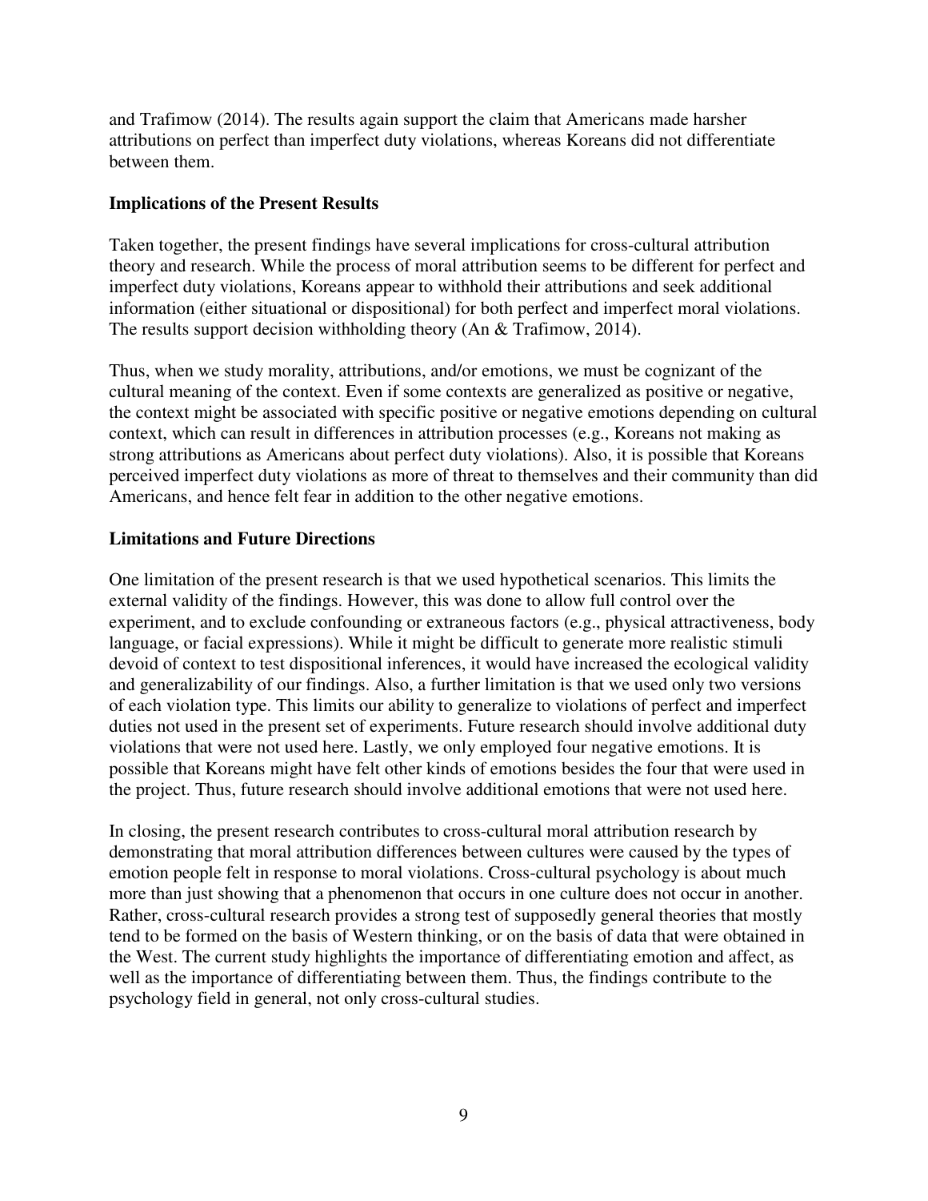and Trafimow (2014). The results again support the claim that Americans made harsher attributions on perfect than imperfect duty violations, whereas Koreans did not differentiate between them.

**Implications of the Present Results**

Taken together, the present findings have several implications for cross-cultural attribution theory and research. While the process of moral attribution seems to be different for perfect and imperfect duty violations, Koreans appear to withhold their attributions and seek additional information (either situational or dispositional) for both perfect and imperfect moral violations. The results support decision withholding theory (An & Trafimow, 2014).

Thus, when we study morality, attributions, and/or emotions, we must be cognizant of the cultural meaning of the context. Even if some contexts are generalized as positive or negative, the context might be associated with specific positive or negative emotions depending on cultural context, which can result in differences in attribution processes (e.g., Koreans not making as strong attributions as Americans about perfect duty violations). Also, it is possible that Koreans perceived imperfect duty violations as more of threat to themselves and their community than did Americans, and hence felt fear in addition to the other negative emotions.

**Limitations and Future Directions**

One limitation of the present research is that we used hypothetical scenarios. This limits the external validity of the findings. However, this was done to allow full control over the experiment, and to exclude confounding or extraneous factors (e.g., physical attractiveness, body language, or facial expressions). While it might be difficult to generate more realistic stimuli devoid of context to test dispositional inferences, it would have increased the ecological validity and generalizability of our findings. Also, a further limitation is that we used only two versions of each violation type. This limits our ability to generalize to violations of perfect and imperfect duties not used in the present set of experiments. Future research should involve additional duty violations that were not used here. Lastly, we only employed four negative emotions. It is possible that Koreans might have felt other kinds of emotions besides the four that were used in the project. Thus, future research should involve additional emotions that were not used here.

In closing, the present research contributes to cross-cultural moral attribution research by demonstrating that moral attribution differences between cultures were caused by the types of emotion people felt in response to moral violations. Cross-cultural psychology is about much more than just showing that a phenomenon that occurs in one culture does not occur in another. Rather, cross-cultural research provides a strong test of supposedly general theories that mostly tend to be formed on the basis of Western thinking, or on the basis of data that were obtained in the West. The current study highlights the importance of differentiating emotion and affect, as well as the importance of differentiating between them. Thus, the findings contribute to the psychology field in general, not only cross-cultural studies.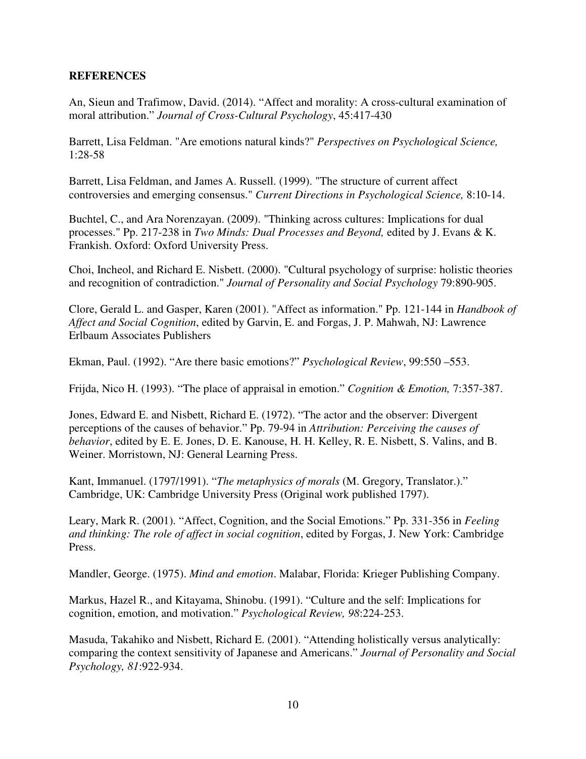**REFERENCES**

An, Sieun and Trafimow, David. (2014). "Affect and morality: A cross-cultural examination of moral attribution." *Journal of Cross-Cultural Psychology*, 45:417-430

Barrett, Lisa Feldman. "Are emotions natural kinds?" *Perspectives on Psychological Science,* 1:28-58

Barrett, Lisa Feldman, and James A. Russell. (1999). "The structure of current affect controversies and emerging consensus." *Current Directions in Psychological Science,* 8:10-14.

Buchtel, C., and Ara Norenzayan. (2009). "Thinking across cultures: Implications for dual processes." Pp. 217-238 in *Two Minds: Dual Processes and Beyond,* edited by J. Evans & K. Frankish. Oxford: Oxford University Press.

Choi, Incheol, and Richard E. Nisbett. (2000). "Cultural psychology of surprise: holistic theories and recognition of contradiction." *Journal of Personality and Social Psychology* 79:890-905.

Clore, Gerald L. and Gasper, Karen (2001). "Affect as information." Pp. 121-144 in *Handbook of Affect and Social Cognition*, edited by Garvin, E. and Forgas, J. P. Mahwah, NJ: Lawrence Erlbaum Associates Publishers

Ekman, Paul. (1992). "Are there basic emotions?" *Psychological Review*, 99:550 –553.

Frijda, Nico H. (1993). "The place of appraisal in emotion." *Cognition & Emotion,* 7:357-387.

Jones, Edward E. and Nisbett, Richard E. (1972). "The actor and the observer: Divergent perceptions of the causes of behavior." Pp. 79-94 in *Attribution: Perceiving the causes of behavior*, edited by E. E. Jones, D. E. Kanouse, H. H. Kelley, R. E. Nisbett, S. Valins, and B. Weiner. Morristown, NJ: General Learning Press.

Kant, Immanuel. (1797/1991). "*The metaphysics of morals* (M. Gregory, Translator.)." Cambridge, UK: Cambridge University Press (Original work published 1797).

Leary, Mark R. (2001). "Affect, Cognition, and the Social Emotions." Pp. 331-356 in *Feeling and thinking: The role of affect in social cognition*, edited by Forgas, J. New York: Cambridge Press.

Mandler, George. (1975). *Mind and emotion*. Malabar, Florida: Krieger Publishing Company.

Markus, Hazel R., and Kitayama, Shinobu. (1991). "Culture and the self: Implications for cognition, emotion, and motivation." *Psychological Review, 98*:224-253.

Masuda, Takahiko and Nisbett, Richard E. (2001). "Attending holistically versus analytically: comparing the context sensitivity of Japanese and Americans." *Journal of Personality and Social Psychology, 81*:922-934.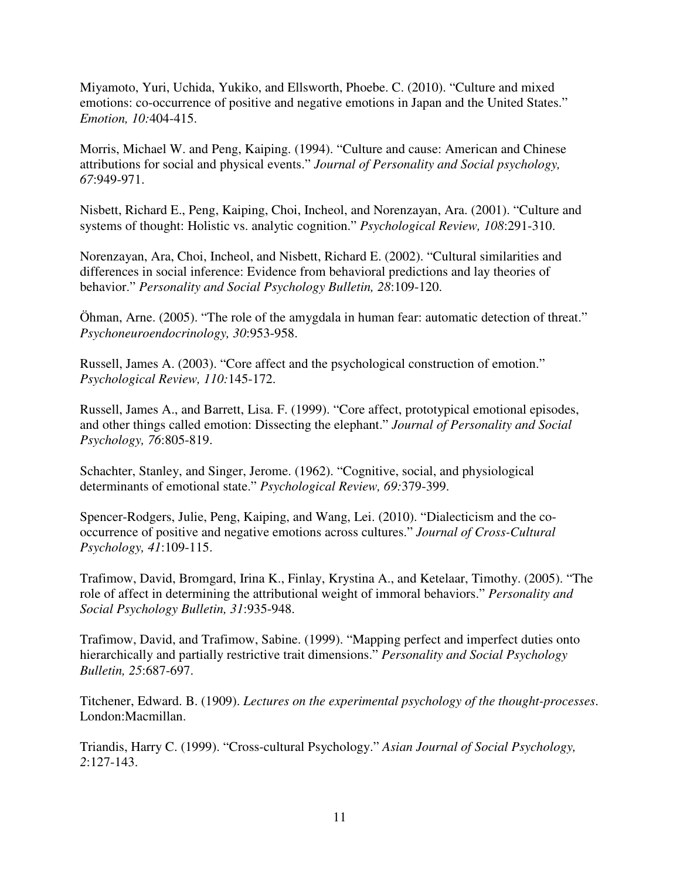Miyamoto, Yuri, Uchida, Yukiko, and Ellsworth, Phoebe. C. (2010). "Culture and mixed emotions: co-occurrence of positive and negative emotions in Japan and the United States." *Emotion, 10:*404-415.

Morris, Michael W. and Peng, Kaiping. (1994). "Culture and cause: American and Chinese attributions for social and physical events." *Journal of Personality and Social psychology, 67*:949-971.

Nisbett, Richard E., Peng, Kaiping, Choi, Incheol, and Norenzayan, Ara. (2001). "Culture and systems of thought: Holistic vs. analytic cognition." *Psychological Review, 108*:291-310.

Norenzayan, Ara, Choi, Incheol, and Nisbett, Richard E. (2002). "Cultural similarities and differences in social inference: Evidence from behavioral predictions and lay theories of behavior." *Personality and Social Psychology Bulletin, 28*:109-120.

Öhman, Arne. (2005). "The role of the amygdala in human fear: automatic detection of threat." *Psychoneuroendocrinology, 30*:953-958.

Russell, James A. (2003). "Core affect and the psychological construction of emotion." *Psychological Review, 110:*145-172.

Russell, James A., and Barrett, Lisa. F. (1999). "Core affect, prototypical emotional episodes, and other things called emotion: Dissecting the elephant." *Journal of Personality and Social Psychology, 76*:805-819.

Schachter, Stanley, and Singer, Jerome. (1962). "Cognitive, social, and physiological determinants of emotional state." *Psychological Review, 69:*379-399.

Spencer-Rodgers, Julie, Peng, Kaiping, and Wang, Lei. (2010). "Dialecticism and the co-occurrence of positive and negative emotions across cultures." *Journal of Cross-Cultural Psychology, 41*:109-115.

Trafimow, David, Bromgard, Irina K., Finlay, Krystina A., and Ketelaar, Timothy. (2005). "The role of affect in determining the attributional weight of immoral behaviors." *Personality and Social Psychology Bulletin, 31*:935-948.

Trafimow, David, and Trafimow, Sabine. (1999). "Mapping perfect and imperfect duties onto hierarchically and partially restrictive trait dimensions." *Personality and Social Psychology Bulletin, 25*:687-697.

Titchener, Edward. B. (1909). *Lectures on the experimental psychology of the thought-processes*. London:Macmillan.

Triandis, Harry C. (1999). "Cross-cultural Psychology." *Asian Journal of Social Psychology, 2*:127-143.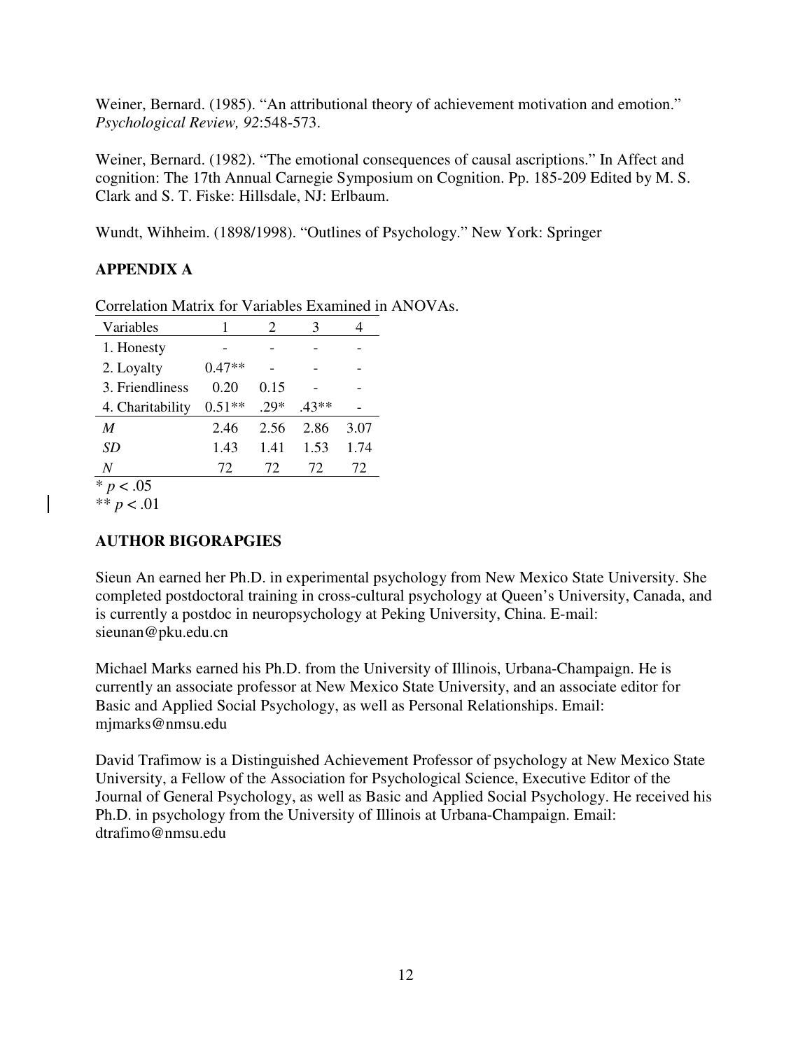Weiner, Bernard. (1985). "An attributional theory of achievement motivation and emotion." *Psychological Review, 92*:548-573.

Weiner, Bernard. (1982). "The emotional consequences of causal ascriptions." In Affect and cognition: The 17th Annual Carnegie Symposium on Cognition. Pp. 185-209 Edited by M. S. Clark and S. T. Fiske: Hillsdale, NJ: Erlbaum.

Wundt, Wihheim. (1898/1998). "Outlines of Psychology." New York: Springer

## APPENDIX A

Correlation Matrix for Variables Examined in ANOVAs.

| Variables | 1 | 2 | 3 | 4 |
|---|---|---|---|---|
| 1. Honesty | - | - | - | - |
| 2. Loyalty | 0.47** | - | - | - |
| 3. Friendliness | 0.20 | 0.15 | - | - |
| 4. Charitability | 0.51** | .29* | .43** | - |
| *M* | 2.46 | 2.56 | 2.86 | 3.07 |
| *SD* | 1.43 | 1.41 | 1.53 | 1.74 |
| *N* | 72 | 72 | 72 | 72 |

* $p < .05$
** $p < .01$

## AUTHOR BIGORAPGIES

Sieun An earned her Ph.D. in experimental psychology from New Mexico State University. She completed postdoctoral training in cross-cultural psychology at Queen's University, Canada, and is currently a postdoc in neuropsychology at Peking University, China. E-mail: sieunan@pku.edu.cn

Michael Marks earned his Ph.D. from the University of Illinois, Urbana-Champaign. He is currently an associate professor at New Mexico State University, and an associate editor for Basic and Applied Social Psychology, as well as Personal Relationships. Email: mjmarks@nmsu.edu

David Trafimow is a Distinguished Achievement Professor of psychology at New Mexico State University, a Fellow of the Association for Psychological Science, Executive Editor of the Journal of General Psychology, as well as Basic and Applied Social Psychology. He received his Ph.D. in psychology from the University of Illinois at Urbana-Champaign. Email: dtrafimo@nmsu.edu